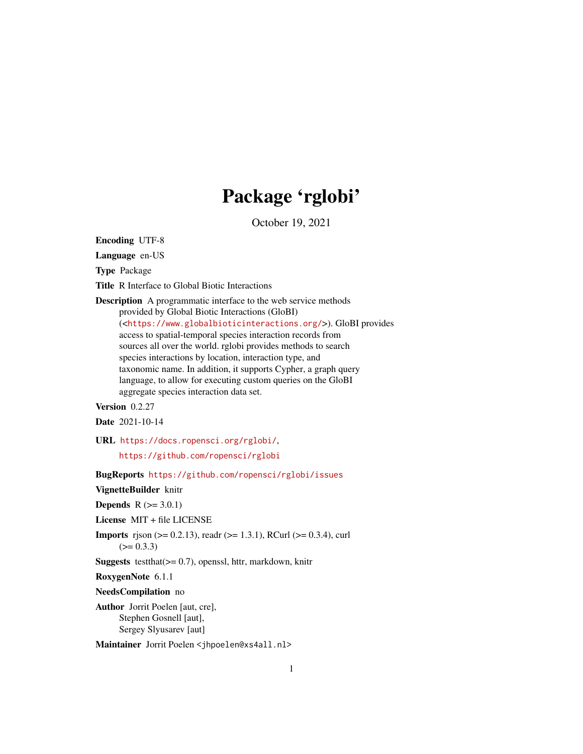# Package 'rglobi'

October 19, 2021

**Encoding** UTF-8

**Language** en-US

**Type** Package

**Title** R Interface to Global Biotic Interactions

**Description** A programmatic interface to the web service methods provided by Global Biotic Interactions (GloBI) (<https://www.globalbioticinteractions.org/>). GloBI provides access to spatial-temporal species interaction records from sources all over the world. rglobi provides methods to search species interactions by location, interaction type, and taxonomic name. In addition, it supports Cypher, a graph query language, to allow for executing custom queries on the GloBI aggregate species interaction data set.

**Version** 0.2.27

**Date** 2021-10-14

**URL** https://docs.ropensci.org/rglobi/,
https://github.com/ropensci/rglobi

**BugReports** https://github.com/ropensci/rglobi/issues

**VignetteBuilder** knitr

**Depends** R (>= 3.0.1)

**License** MIT + file LICENSE

**Imports** rjson (>= 0.2.13), readr (>= 1.3.1), RCurl (>= 0.3.4), curl (>= 0.3.3)

**Suggests** testthat(>= 0.7), openssl, httr, markdown, knitr

**RoxygenNote** 6.1.1

**NeedsCompilation** no

**Author** Jorrit Poelen [aut, cre],
Stephen Gosnell [aut],
Sergey Slyusarev [aut]

**Maintainer** Jorrit Poelen <jhpoelen@xs4all.nl>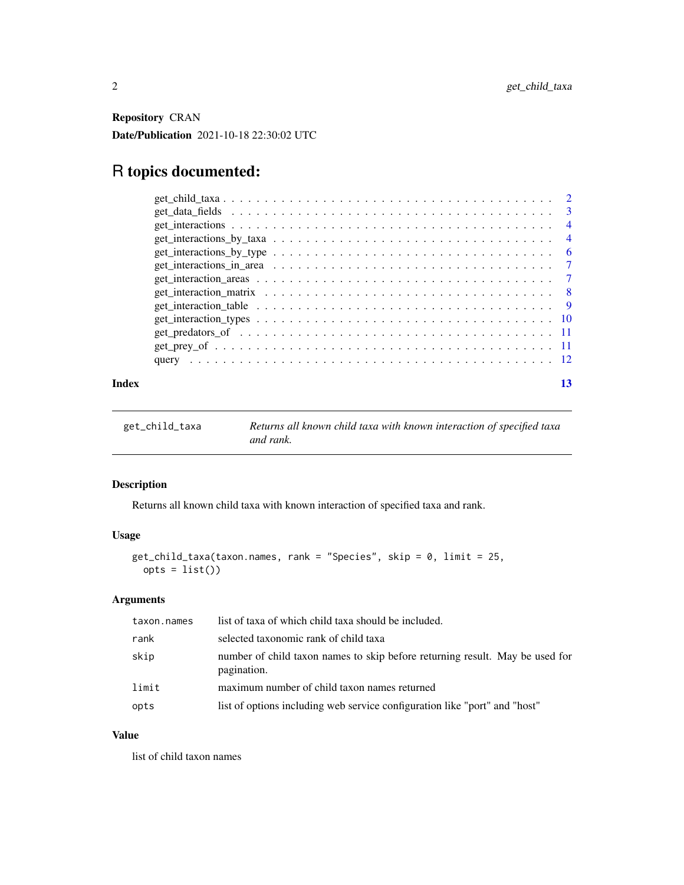**Repository** CRAN

**Date/Publication** 2021-10-18 22:30:02 UTC

# R topics documented:

| | |
|---|---|
| get_child_taxa | 2 |
| get_data_fields | 3 |
| get_interactions | 4 |
| get_interactions_by_taxa | 4 |
| get_interactions_by_type | 6 |
| get_interactions_in_area | 7 |
| get_interaction_areas | 7 |
| get_interaction_matrix | 8 |
| get_interaction_table | 9 |
| get_interaction_types | 10 |
| get_predators_of | 11 |
| get_prey_of | 11 |
| query | 12 |

**Index** 13

---

`get_child_taxa` *Returns all known child taxa with known interaction of specified taxa and rank.*

---

### Description

Returns all known child taxa with known interaction of specified taxa and rank.

### Usage

```
get_child_taxa(taxon.names, rank = "Species", skip = 0, limit = 25,
  opts = list())
```

### Arguments

| | |
|---|---|
| `taxon.names` | list of taxa of which child taxa should be included. |
| `rank` | selected taxonomic rank of child taxa |
| `skip` | number of child taxon names to skip before returning result. May be used for pagination. |
| `limit` | maximum number of child taxon names returned |
| `opts` | list of options including web service configuration like "port" and "host" |

### Value

list of child taxon names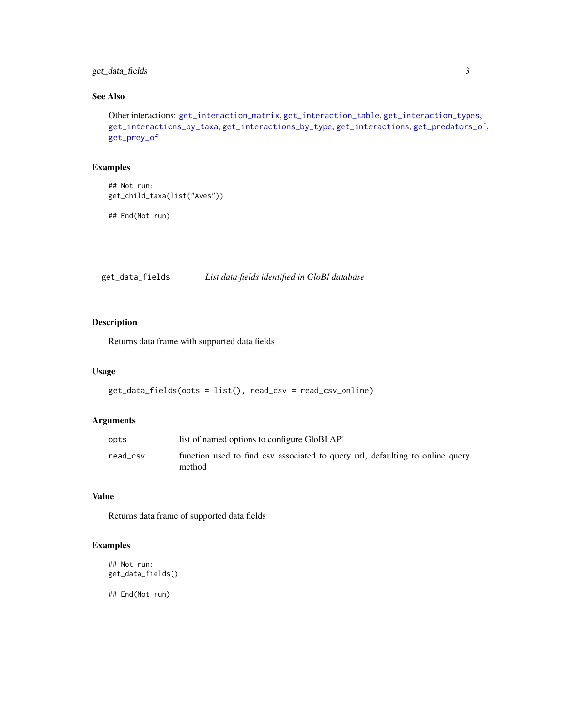### See Also

Other interactions: get_interaction_matrix, get_interaction_table, get_interaction_types, get_interactions_by_taxa, get_interactions_by_type, get_interactions, get_predators_of, get_prey_of

### Examples

```
## Not run:
get_child_taxa(list("Aves"))

## End(Not run)
```

---

## get_data_fields *List data fields identified in GloBI database*

---

### Description

Returns data frame with supported data fields

### Usage

```
get_data_fields(opts = list(), read_csv = read_csv_online)
```

### Arguments

| | |
|---|---|
| opts | list of named options to configure GloBI API |
| read_csv | function used to find csv associated to query url, defaulting to online query method |

### Value

Returns data frame of supported data fields

### Examples

```
## Not run:
get_data_fields()

## End(Not run)
```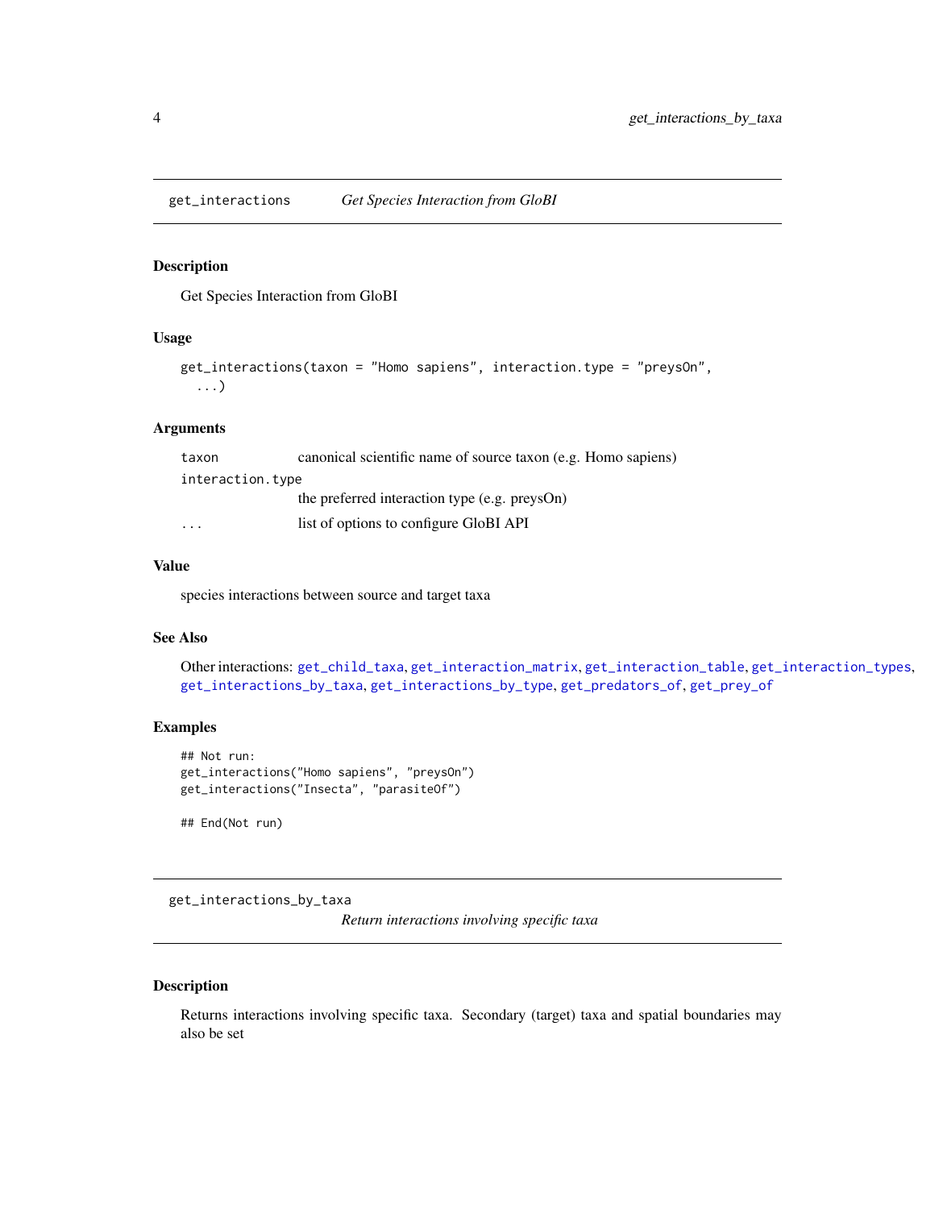## get_interactions — *Get Species Interaction from GloBI*

### Description

Get Species Interaction from GloBI

### Usage

```
get_interactions(taxon = "Homo sapiens", interaction.type = "preysOn",
  ...)
```

### Arguments

| | |
|---|---|
| taxon | canonical scientific name of source taxon (e.g. Homo sapiens) |
| interaction.type | the preferred interaction type (e.g. preysOn) |
| ... | list of options to configure GloBI API |

### Value

species interactions between source and target taxa

### See Also

Other interactions: get_child_taxa, get_interaction_matrix, get_interaction_table, get_interaction_types, get_interactions_by_taxa, get_interactions_by_type, get_predators_of, get_prey_of

### Examples

```
## Not run:
get_interactions("Homo sapiens", "preysOn")
get_interactions("Insecta", "parasiteOf")

## End(Not run)
```

## get_interactions_by_taxa — *Return interactions involving specific taxa*

### Description

Returns interactions involving specific taxa. Secondary (target) taxa and spatial boundaries may also be set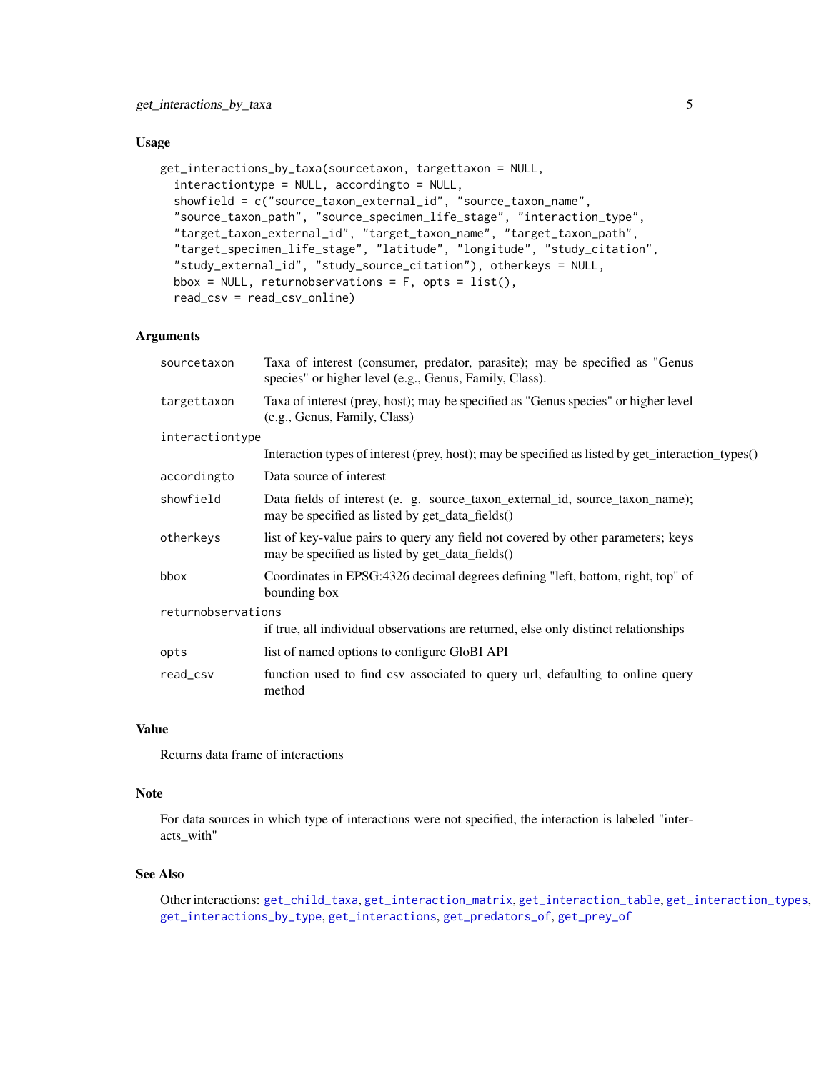### Usage

```
get_interactions_by_taxa(sourcetaxon, targettaxon = NULL,
  interactiontype = NULL, accordingto = NULL,
  showfield = c("source_taxon_external_id", "source_taxon_name",
  "source_taxon_path", "source_specimen_life_stage", "interaction_type",
  "target_taxon_external_id", "target_taxon_name", "target_taxon_path",
  "target_specimen_life_stage", "latitude", "longitude", "study_citation",
  "study_external_id", "study_source_citation"), otherkeys = NULL,
  bbox = NULL, returnobservations = F, opts = list(),
  read_csv = read_csv_online)
```

### Arguments

| | |
|---|---|
| `sourcetaxon` | Taxa of interest (consumer, predator, parasite); may be specified as "Genus species" or higher level (e.g., Genus, Family, Class). |
| `targettaxon` | Taxa of interest (prey, host); may be specified as "Genus species" or higher level (e.g., Genus, Family, Class) |
| `interactiontype` | Interaction types of interest (prey, host); may be specified as listed by get_interaction_types() |
| `accordingto` | Data source of interest |
| `showfield` | Data fields of interest (e. g. source_taxon_external_id, source_taxon_name); may be specified as listed by get_data_fields() |
| `otherkeys` | list of key-value pairs to query any field not covered by other parameters; keys may be specified as listed by get_data_fields() |
| `bbox` | Coordinates in EPSG:4326 decimal degrees defining "left, bottom, right, top" of bounding box |
| `returnobservations` | if true, all individual observations are returned, else only distinct relationships |
| `opts` | list of named options to configure GloBI API |
| `read_csv` | function used to find csv associated to query url, defaulting to online query method |

### Value

Returns data frame of interactions

### Note

For data sources in which type of interactions were not specified, the interaction is labeled "interacts_with"

### See Also

Other interactions: `get_child_taxa`, `get_interaction_matrix`, `get_interaction_table`, `get_interaction_types`, `get_interactions_by_type`, `get_interactions`, `get_predators_of`, `get_prey_of`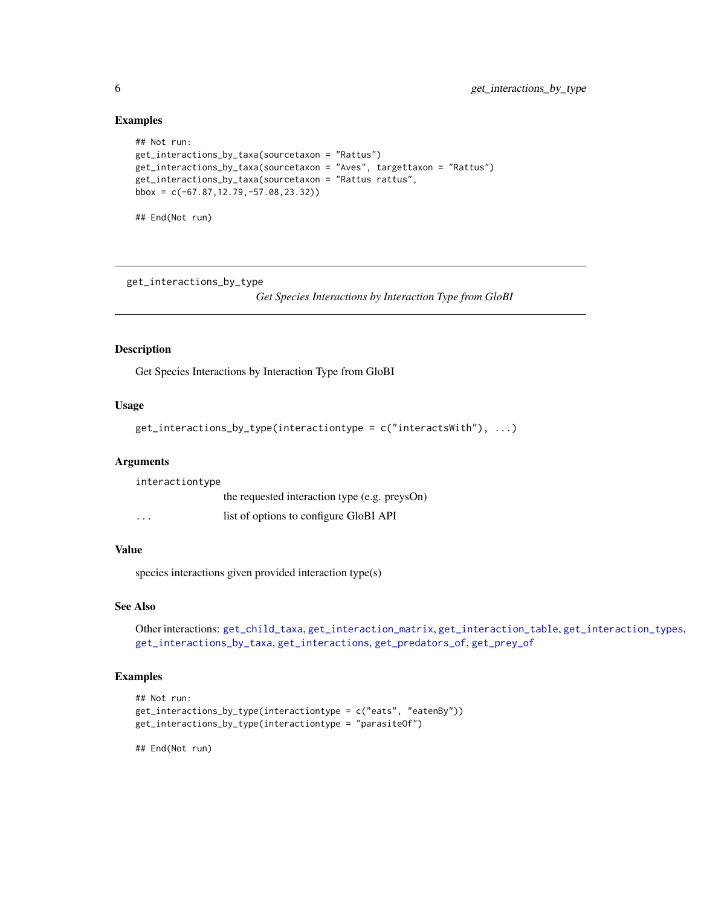## Examples

```
## Not run:
get_interactions_by_taxa(sourcetaxon = "Rattus")
get_interactions_by_taxa(sourcetaxon = "Aves", targettaxon = "Rattus")
get_interactions_by_taxa(sourcetaxon = "Rattus rattus",
bbox = c(-67.87,12.79,-57.08,23.32))

## End(Not run)
```

---

# get_interactions_by_type

*Get Species Interactions by Interaction Type from GloBI*

---

## Description

Get Species Interactions by Interaction Type from GloBI

## Usage

```
get_interactions_by_type(interactiontype = c("interactsWith"), ...)
```

## Arguments

| | |
|---|---|
| `interactiontype` | the requested interaction type (e.g. preysOn) |
| `...` | list of options to configure GloBI API |

## Value

species interactions given provided interaction type(s)

## See Also

Other interactions: `get_child_taxa`, `get_interaction_matrix`, `get_interaction_table`, `get_interaction_types`, `get_interactions_by_taxa`, `get_interactions`, `get_predators_of`, `get_prey_of`

## Examples

```
## Not run:
get_interactions_by_type(interactiontype = c("eats", "eatenBy"))
get_interactions_by_type(interactiontype = "parasiteOf")

## End(Not run)
```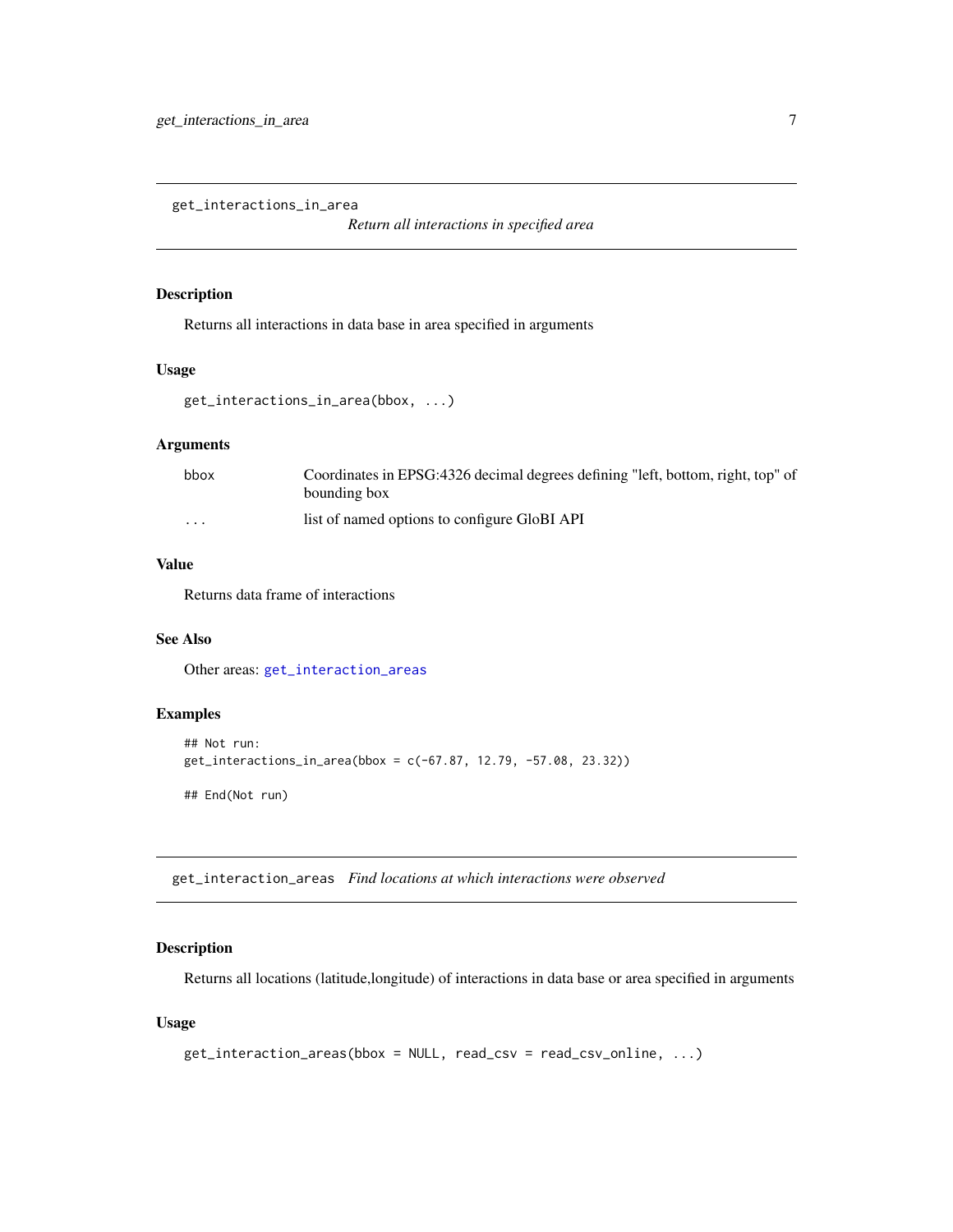## get_interactions_in_area

*Return all interactions in specified area*

### Description

Returns all interactions in data base in area specified in arguments

### Usage

```
get_interactions_in_area(bbox, ...)
```

### Arguments

| | |
|---|---|
| bbox | Coordinates in EPSG:4326 decimal degrees defining "left, bottom, right, top" of bounding box |
| ... | list of named options to configure GloBI API |

### Value

Returns data frame of interactions

### See Also

Other areas: `get_interaction_areas`

### Examples

```
## Not run:
get_interactions_in_area(bbox = c(-67.87, 12.79, -57.08, 23.32))

## End(Not run)
```

## get_interaction_areas

*Find locations at which interactions were observed*

### Description

Returns all locations (latitude,longitude) of interactions in data base or area specified in arguments

### Usage

```
get_interaction_areas(bbox = NULL, read_csv = read_csv_online, ...)
```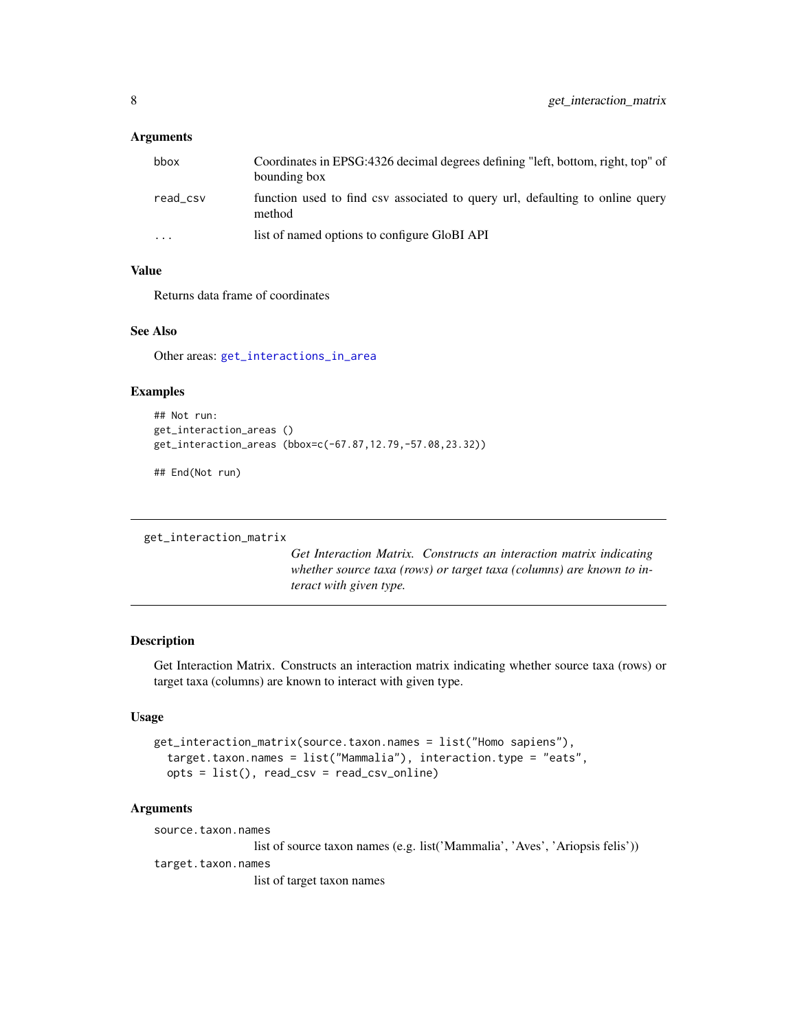### Arguments

- `bbox` — Coordinates in EPSG:4326 decimal degrees defining "left, bottom, right, top" of bounding box
- `read_csv` — function used to find csv associated to query url, defaulting to online query method
- `...` — list of named options to configure GloBI API

### Value

Returns data frame of coordinates

### See Also

Other areas: `get_interactions_in_area`

### Examples

```
## Not run:
get_interaction_areas ()
get_interaction_areas (bbox=c(-67.87,12.79,-57.08,23.32))

## End(Not run)
```

---

## get_interaction_matrix

*Get Interaction Matrix. Constructs an interaction matrix indicating whether source taxa (rows) or target taxa (columns) are known to interact with given type.*

---

### Description

Get Interaction Matrix. Constructs an interaction matrix indicating whether source taxa (rows) or target taxa (columns) are known to interact with given type.

### Usage

```
get_interaction_matrix(source.taxon.names = list("Homo sapiens"),
  target.taxon.names = list("Mammalia"), interaction.type = "eats",
  opts = list(), read_csv = read_csv_online)
```

### Arguments

- `source.taxon.names` — list of source taxon names (e.g. list('Mammalia', 'Aves', 'Ariopsis felis'))
- `target.taxon.names` — list of target taxon names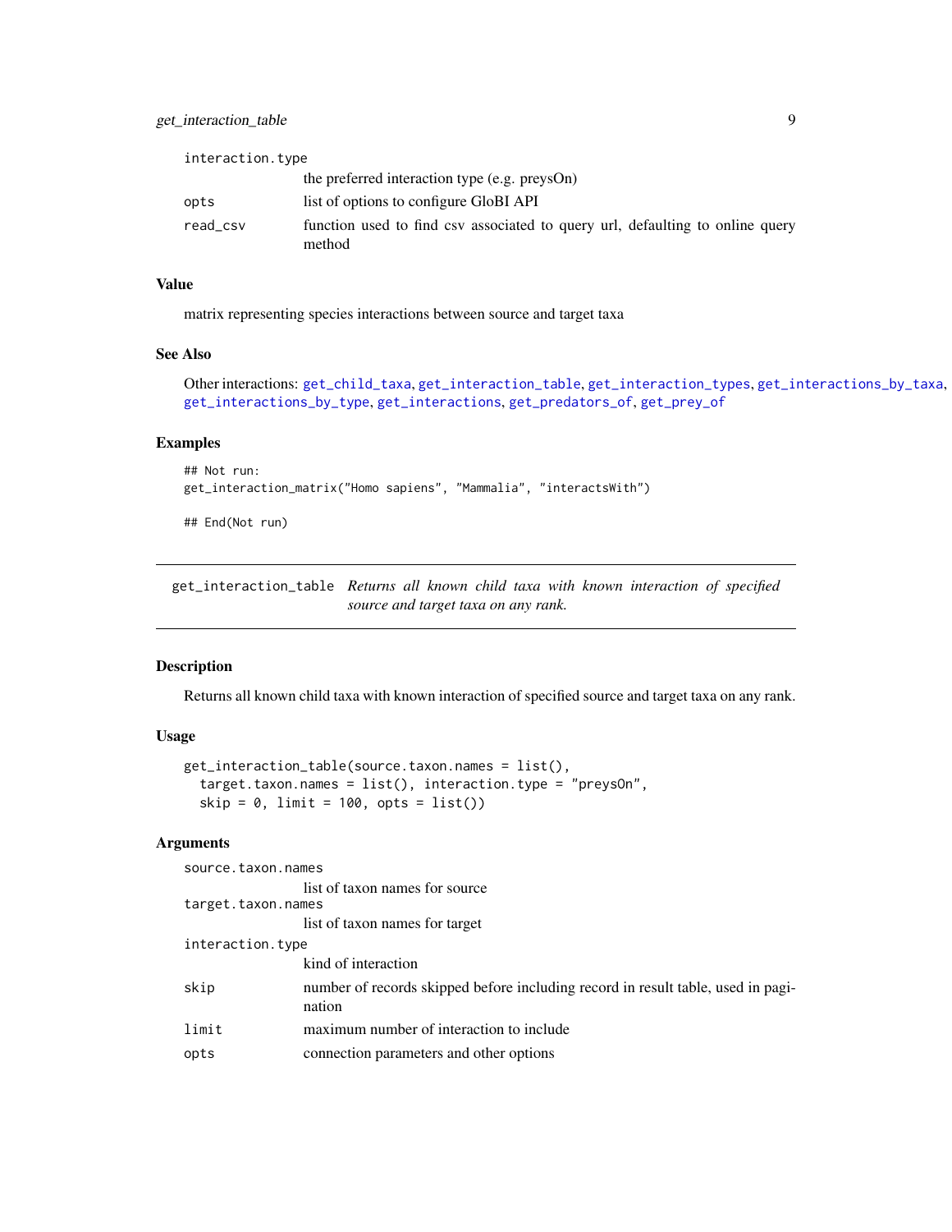| | |
|---|---|
| interaction.type | the preferred interaction type (e.g. preysOn) |
| opts | list of options to configure GloBI API |
| read_csv | function used to find csv associated to query url, defaulting to online query method |

### Value

matrix representing species interactions between source and target taxa

### See Also

Other interactions: get_child_taxa, get_interaction_table, get_interaction_types, get_interactions_by_taxa, get_interactions_by_type, get_interactions, get_predators_of, get_prey_of

### Examples

```
## Not run:
get_interaction_matrix("Homo sapiens", "Mammalia", "interactsWith")

## End(Not run)
```

---

## get_interaction_table *Returns all known child taxa with known interaction of specified source and target taxa on any rank.*

### Description

Returns all known child taxa with known interaction of specified source and target taxa on any rank.

### Usage

```
get_interaction_table(source.taxon.names = list(),
  target.taxon.names = list(), interaction.type = "preysOn",
  skip = 0, limit = 100, opts = list())
```

### Arguments

| | |
|---|---|
| source.taxon.names | list of taxon names for source |
| target.taxon.names | list of taxon names for target |
| interaction.type | kind of interaction |
| skip | number of records skipped before including record in result table, used in pagination |
| limit | maximum number of interaction to include |
| opts | connection parameters and other options |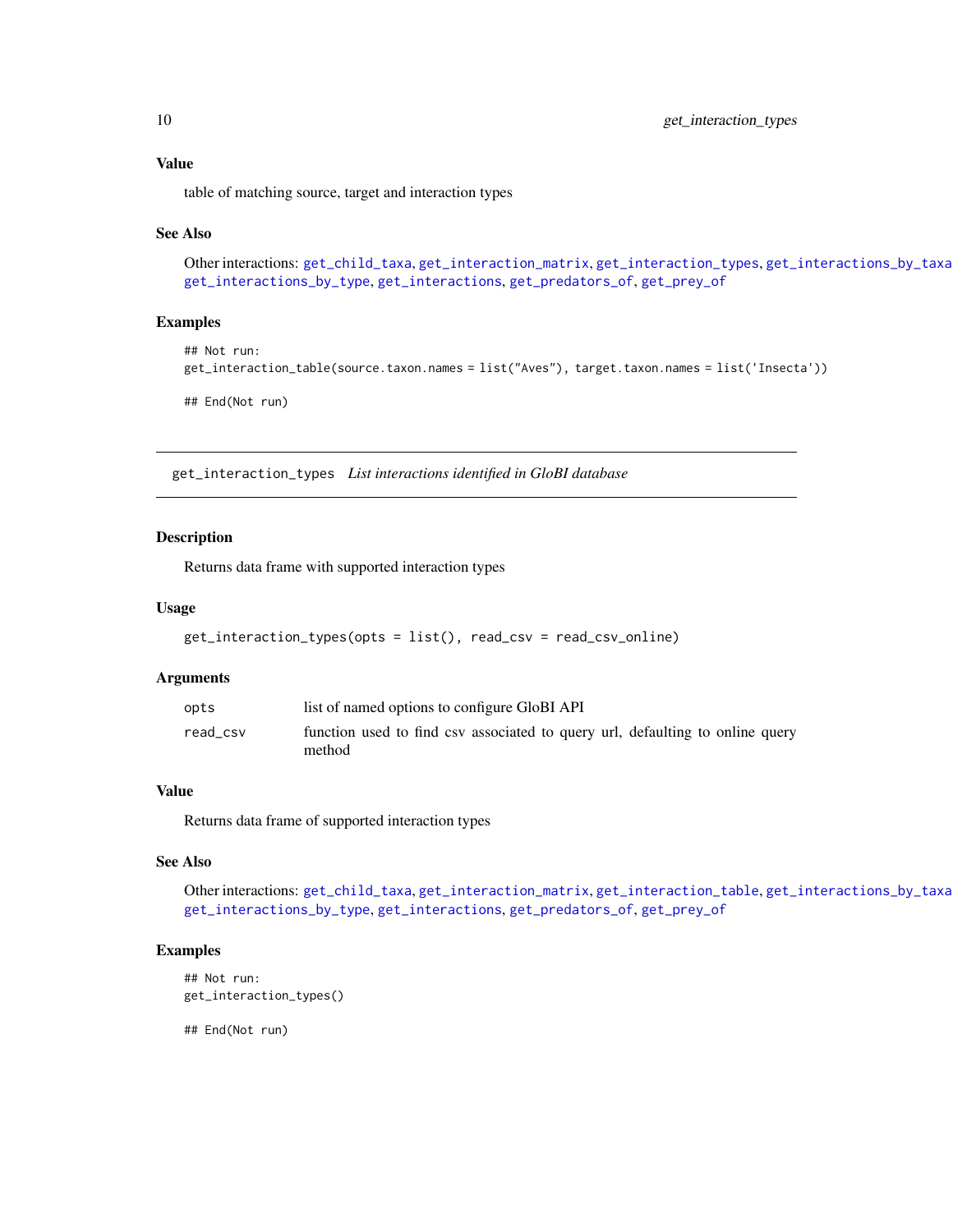### Value

table of matching source, target and interaction types

### See Also

Other interactions: get_child_taxa, get_interaction_matrix, get_interaction_types, get_interactions_by_taxa, get_interactions_by_type, get_interactions, get_predators_of, get_prey_of

### Examples

```
## Not run:
get_interaction_table(source.taxon.names = list("Aves"), target.taxon.names = list('Insecta'))

## End(Not run)
```

---

## get_interaction_types *List interactions identified in GloBI database*

---

### Description

Returns data frame with supported interaction types

### Usage

```
get_interaction_types(opts = list(), read_csv = read_csv_online)
```

### Arguments

| | |
|---|---|
| opts | list of named options to configure GloBI API |
| read_csv | function used to find csv associated to query url, defaulting to online query method |

### Value

Returns data frame of supported interaction types

### See Also

Other interactions: get_child_taxa, get_interaction_matrix, get_interaction_table, get_interactions_by_taxa, get_interactions_by_type, get_interactions, get_predators_of, get_prey_of

### Examples

```
## Not run:
get_interaction_types()

## End(Not run)
```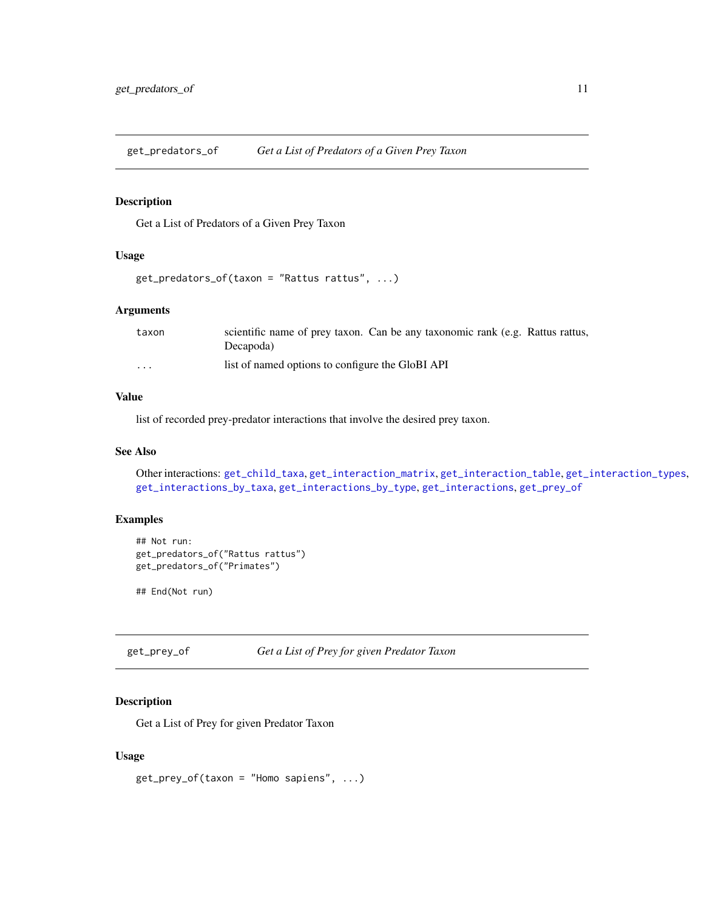## get_predators_of — *Get a List of Predators of a Given Prey Taxon*

### Description

Get a List of Predators of a Given Prey Taxon

### Usage

```
get_predators_of(taxon = "Rattus rattus", ...)
```

### Arguments

| | |
|---|---|
| taxon | scientific name of prey taxon. Can be any taxonomic rank (e.g. Rattus rattus, Decapoda) |
| ... | list of named options to configure the GloBI API |

### Value

list of recorded prey-predator interactions that involve the desired prey taxon.

### See Also

Other interactions: get_child_taxa, get_interaction_matrix, get_interaction_table, get_interaction_types, get_interactions_by_taxa, get_interactions_by_type, get_interactions, get_prey_of

### Examples

```
## Not run:
get_predators_of("Rattus rattus")
get_predators_of("Primates")

## End(Not run)
```

## get_prey_of — *Get a List of Prey for given Predator Taxon*

### Description

Get a List of Prey for given Predator Taxon

### Usage

```
get_prey_of(taxon = "Homo sapiens", ...)
```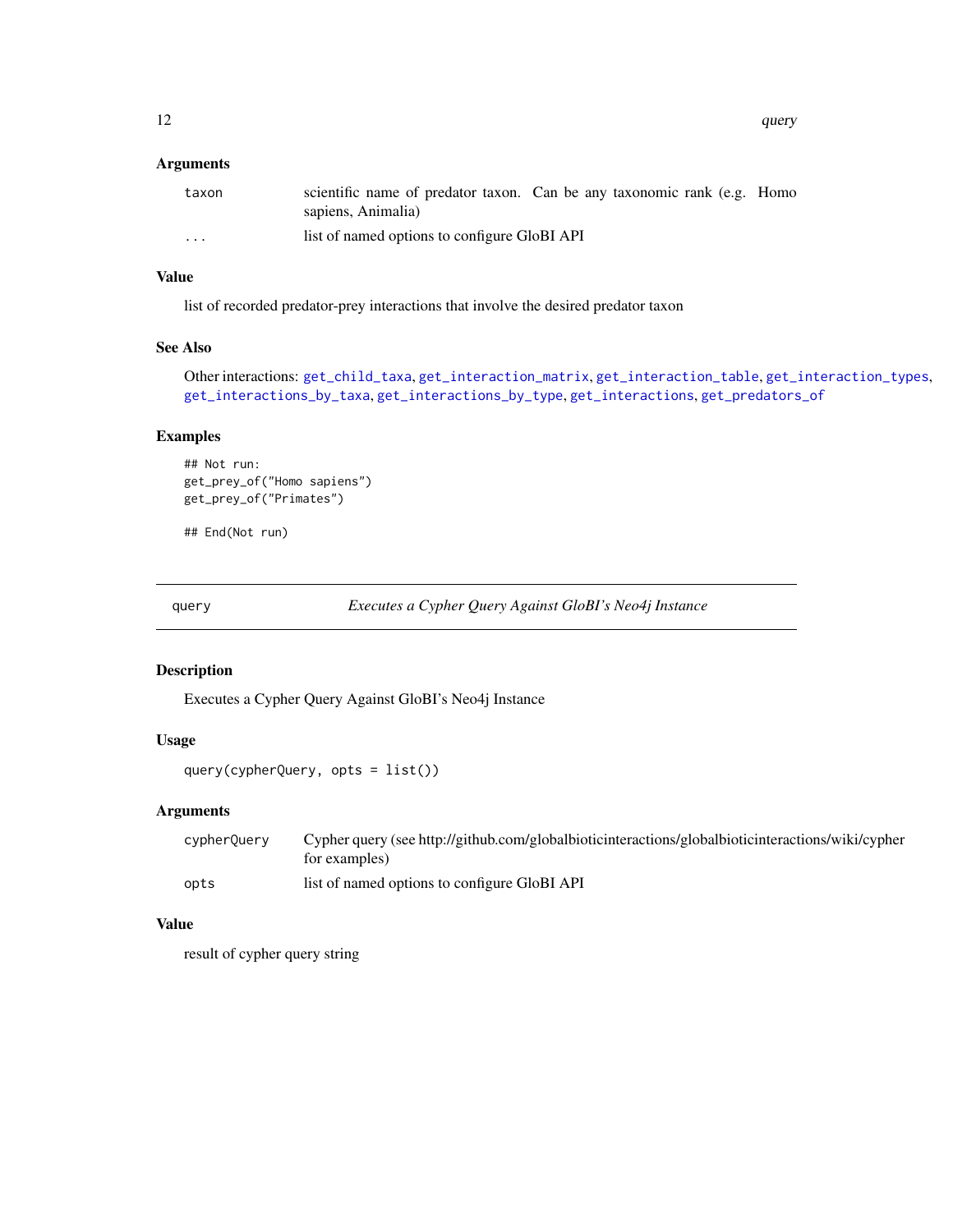### Arguments

| | |
|---|---|
| taxon | scientific name of predator taxon. Can be any taxonomic rank (e.g. Homo sapiens, Animalia) |
| ... | list of named options to configure GloBI API |

### Value

list of recorded predator-prey interactions that involve the desired predator taxon

### See Also

Other interactions: get_child_taxa, get_interaction_matrix, get_interaction_table, get_interaction_types, get_interactions_by_taxa, get_interactions_by_type, get_interactions, get_predators_of

### Examples

```
## Not run:
get_prey_of("Homo sapiens")
get_prey_of("Primates")

## End(Not run)
```

---

## query — *Executes a Cypher Query Against GloBI's Neo4j Instance*

---

### Description

Executes a Cypher Query Against GloBI's Neo4j Instance

### Usage

```
query(cypherQuery, opts = list())
```

### Arguments

| | |
|---|---|
| cypherQuery | Cypher query (see http://github.com/globalbioticinteractions/globalbioticinteractions/wiki/cypher for examples) |
| opts | list of named options to configure GloBI API |

### Value

result of cypher query string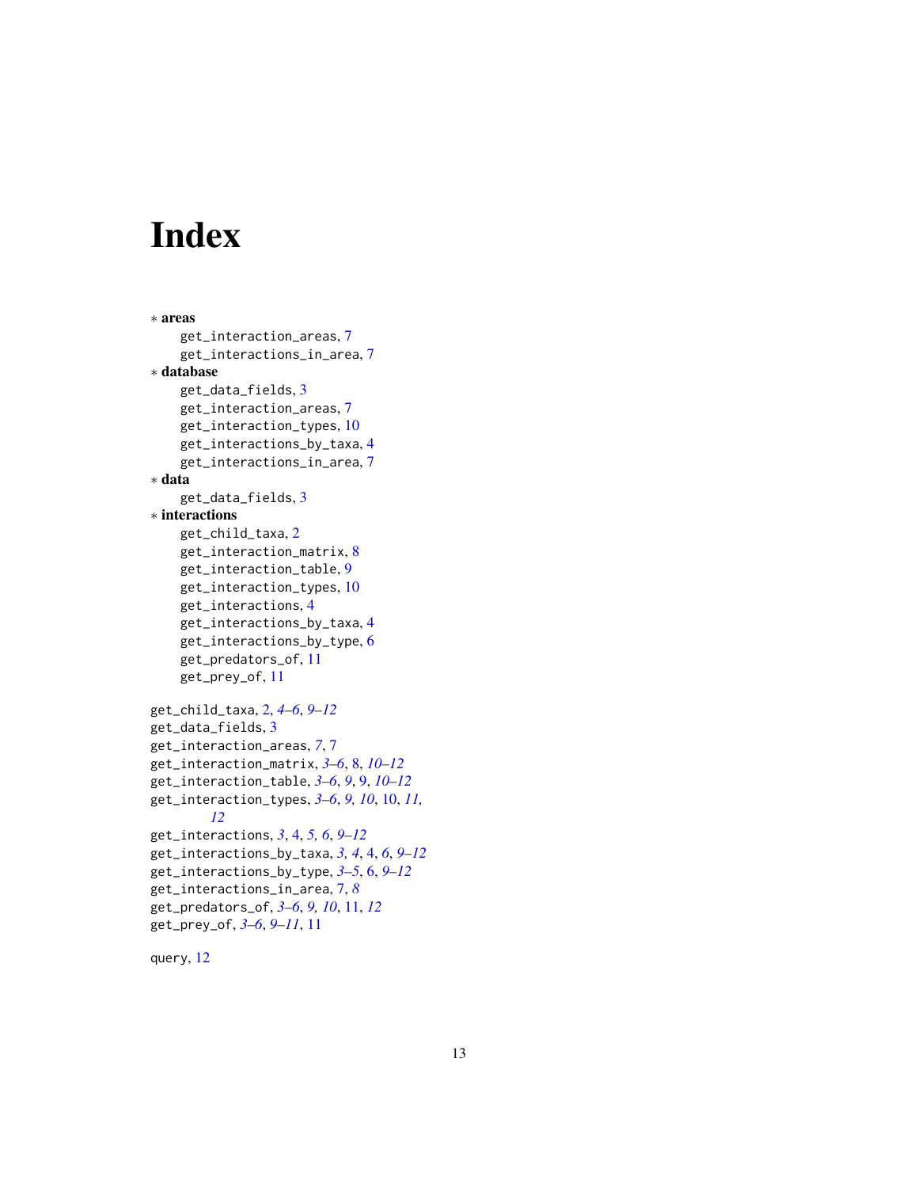# Index

∗ **areas**

get_interaction_areas, 7
get_interactions_in_area, 7

∗ **database**

get_data_fields, 3
get_interaction_areas, 7
get_interaction_types, 10
get_interactions_by_taxa, 4
get_interactions_in_area, 7

∗ **data**

get_data_fields, 3

∗ **interactions**

get_child_taxa, 2
get_interaction_matrix, 8
get_interaction_table, 9
get_interaction_types, 10
get_interactions, 4
get_interactions_by_taxa, 4
get_interactions_by_type, 6
get_predators_of, 11
get_prey_of, 11

get_child_taxa, 2, *4–6*, *9–12*
get_data_fields, 3
get_interaction_areas, *7*, 7
get_interaction_matrix, *3–6*, 8, *10–12*
get_interaction_table, *3–6*, *9*, 9, *10–12*
get_interaction_types, *3–6*, *9, 10*, 10, *11, 12*
get_interactions, *3*, 4, *5, 6*, *9–12*
get_interactions_by_taxa, *3, 4*, 4, *6*, *9–12*
get_interactions_by_type, *3–5*, 6, *9–12*
get_interactions_in_area, 7, *8*
get_predators_of, *3–6*, *9, 10*, 11, *12*
get_prey_of, *3–6*, *9–11*, 11

query, 12